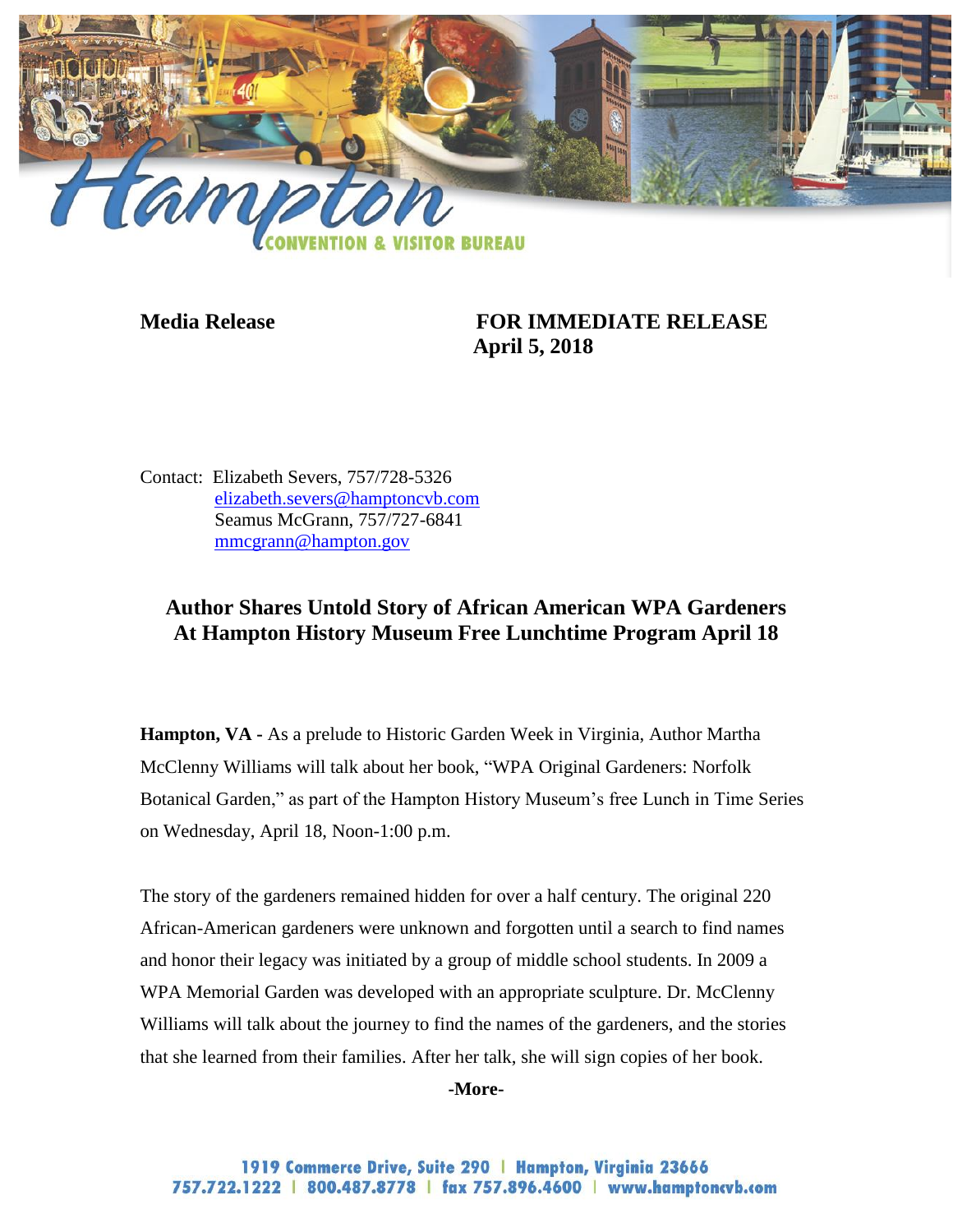**Media Release** **FOR IMMEDIATE RELEASE**
**April 5, 2018**

Contact: Elizabeth Severs, 757/728-5326
elizabeth.severs@hamptoncvb.com
Seamus McGrann, 757/727-6841
mmcgrann@hampton.gov

## Author Shares Untold Story of African American WPA Gardeners At Hampton History Museum Free Lunchtime Program April 18

**Hampton, VA -** As a prelude to Historic Garden Week in Virginia, Author Martha McClenny Williams will talk about her book, "WPA Original Gardeners: Norfolk Botanical Garden," as part of the Hampton History Museum's free Lunch in Time Series on Wednesday, April 18, Noon-1:00 p.m.

The story of the gardeners remained hidden for over a half century. The original 220 African-American gardeners were unknown and forgotten until a search to find names and honor their legacy was initiated by a group of middle school students. In 2009 a WPA Memorial Garden was developed with an appropriate sculpture. Dr. McClenny Williams will talk about the journey to find the names of the gardeners, and the stories that she learned from their families. After her talk, she will sign copies of her book.

**-More-**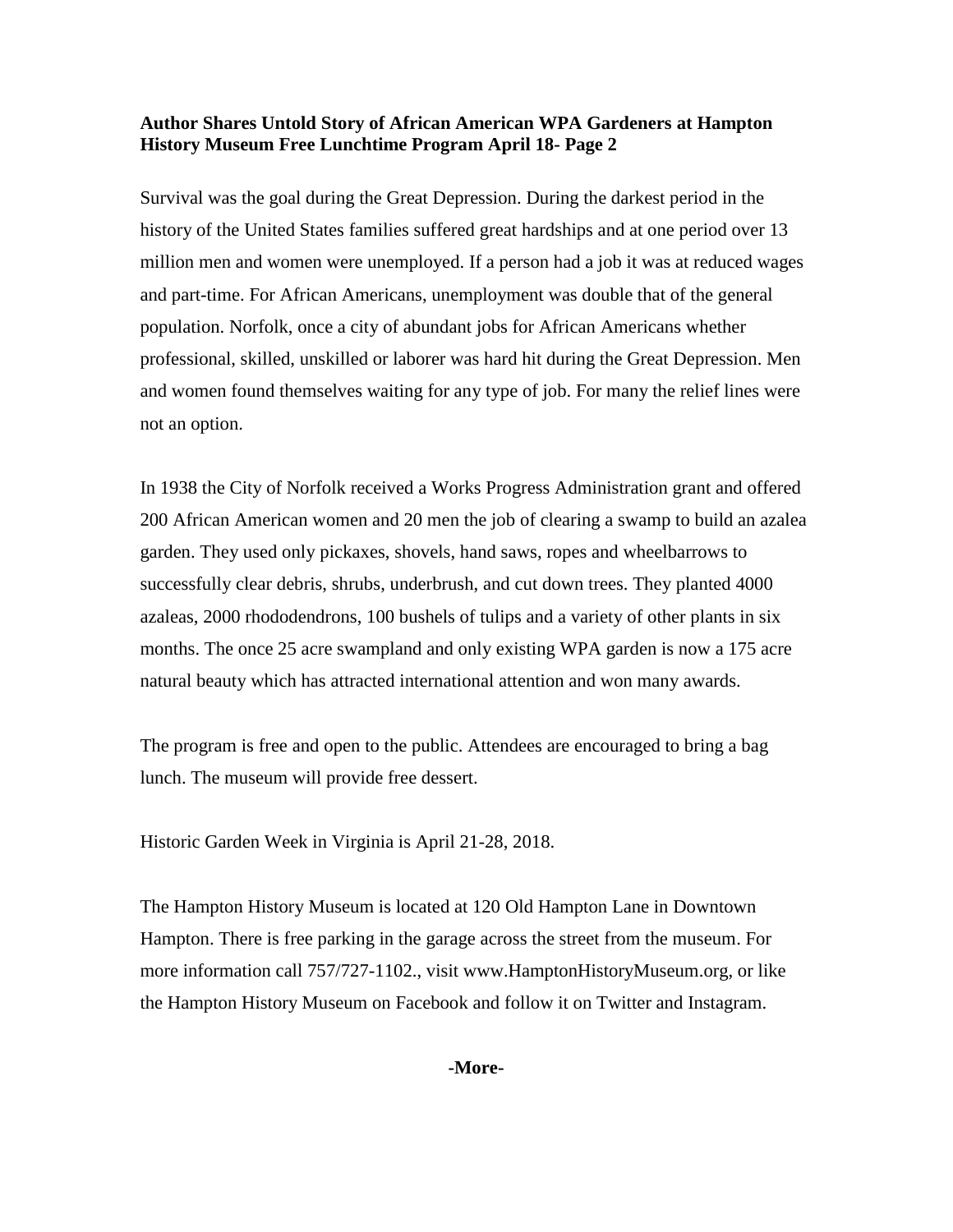**Author Shares Untold Story of African American WPA Gardeners at Hampton History Museum Free Lunchtime Program April 18- Page 2**

Survival was the goal during the Great Depression. During the darkest period in the history of the United States families suffered great hardships and at one period over 13 million men and women were unemployed. If a person had a job it was at reduced wages and part-time. For African Americans, unemployment was double that of the general population. Norfolk, once a city of abundant jobs for African Americans whether professional, skilled, unskilled or laborer was hard hit during the Great Depression. Men and women found themselves waiting for any type of job. For many the relief lines were not an option.

In 1938 the City of Norfolk received a Works Progress Administration grant and offered 200 African American women and 20 men the job of clearing a swamp to build an azalea garden. They used only pickaxes, shovels, hand saws, ropes and wheelbarrows to successfully clear debris, shrubs, underbrush, and cut down trees. They planted 4000 azaleas, 2000 rhododendrons, 100 bushels of tulips and a variety of other plants in six months. The once 25 acre swampland and only existing WPA garden is now a 175 acre natural beauty which has attracted international attention and won many awards.

The program is free and open to the public. Attendees are encouraged to bring a bag lunch. The museum will provide free dessert.

Historic Garden Week in Virginia is April 21-28, 2018.

The Hampton History Museum is located at 120 Old Hampton Lane in Downtown Hampton. There is free parking in the garage across the street from the museum. For more information call 757/727-1102., visit www.HamptonHistoryMuseum.org, or like the Hampton History Museum on Facebook and follow it on Twitter and Instagram.

**-More-**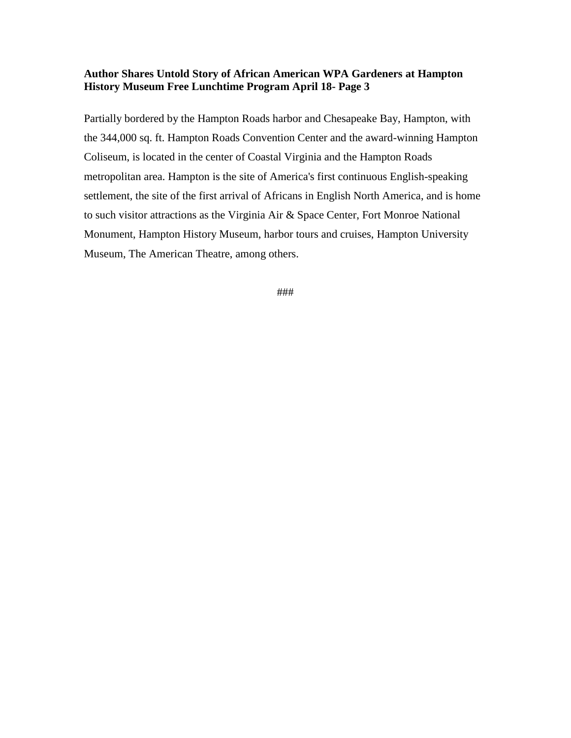Partially bordered by the Hampton Roads harbor and Chesapeake Bay, Hampton, with the 344,000 sq. ft. Hampton Roads Convention Center and the award-winning Hampton Coliseum, is located in the center of Coastal Virginia and the Hampton Roads metropolitan area. Hampton is the site of America's first continuous English-speaking settlement, the site of the first arrival of Africans in English North America, and is home to such visitor attractions as the Virginia Air & Space Center, Fort Monroe National Monument, Hampton History Museum, harbor tours and cruises, Hampton University Museum, The American Theatre, among others.

###